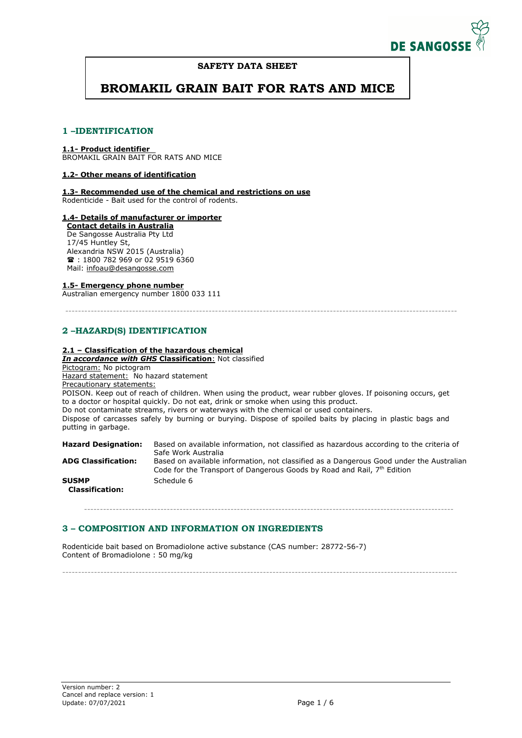**SAFETY DATA SHEET**

# BROMAKIL GRAIN BAIT FOR RATS AND MICE

## 1 –IDENTIFICATION

**1.1- Product identifier**
BROMAKIL GRAIN BAIT FOR RATS AND MICE

**1.2- Other means of identification**

**1.3- Recommended use of the chemical and restrictions on use**
Rodenticide - Bait used for the control of rodents.

**1.4- Details of manufacturer or importer**
**Contact details in Australia**
De Sangosse Australia Pty Ltd
17/45 Huntley St,
Alexandria NSW 2015 (Australia)
☎ : 1800 782 969 or 02 9519 6360
Mail: infoau@desangosse.com

**1.5- Emergency phone number**
Australian emergency number 1800 033 111

---

## 2 –HAZARD(S) IDENTIFICATION

**2.1 – Classification of the hazardous chemical**
***In accordance with GHS* Classification**: Not classified
Pictogram: No pictogram
Hazard statement: No hazard statement
Precautionary statements:
POISON. Keep out of reach of children. When using the product, wear rubber gloves. If poisoning occurs, get to a doctor or hospital quickly. Do not eat, drink or smoke when using this product.
Do not contaminate streams, rivers or waterways with the chemical or used containers.
Dispose of carcasses safely by burning or burying. Dispose of spoiled baits by placing in plastic bags and putting in garbage.

| | |
|---|---|
| **Hazard Designation:** | Based on available information, not classified as hazardous according to the criteria of Safe Work Australia |
| **ADG Classification:** | Based on available information, not classified as a Dangerous Good under the Australian Code for the Transport of Dangerous Goods by Road and Rail, 7th Edition |
| **SUSMP Classification:** | Schedule 6 |

---

## 3 – COMPOSITION AND INFORMATION ON INGREDIENTS

Rodenticide bait based on Bromadiolone active substance (CAS number: 28772-56-7)
Content of Bromadiolone : 50 mg/kg

---

Version number: 2
Cancel and replace version: 1
Update: 07/07/2021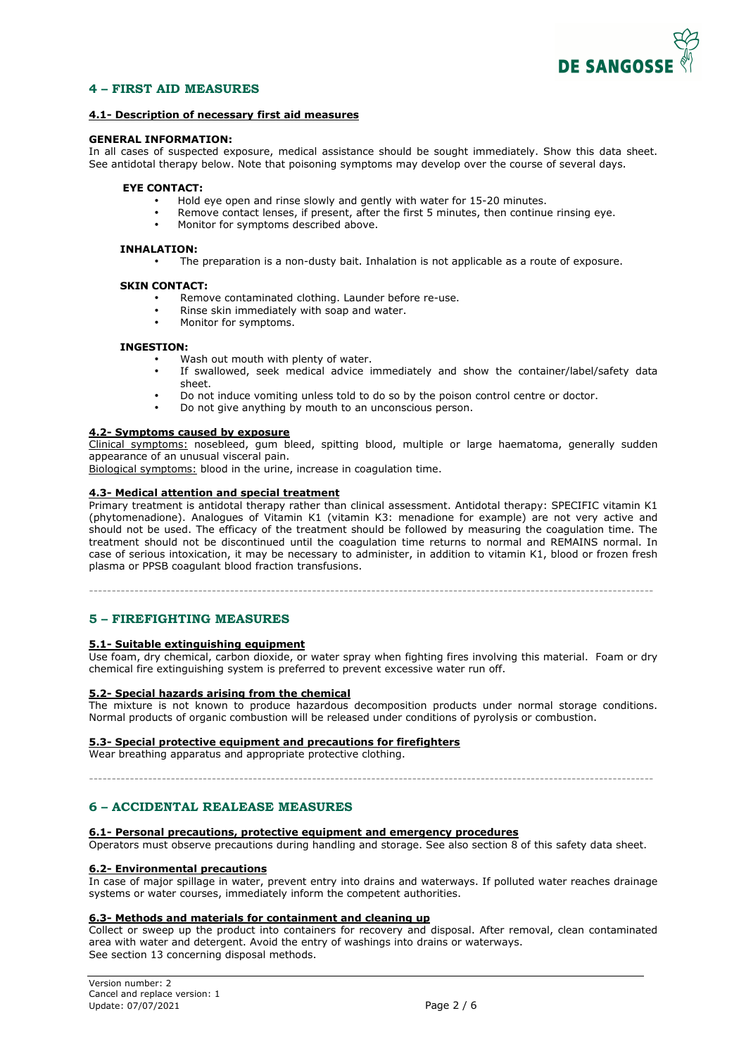## 4 – FIRST AID MEASURES

### 4.1- Description of necessary first aid measures

**GENERAL INFORMATION:**
In all cases of suspected exposure, medical assistance should be sought immediately. Show this data sheet. See antidotal therapy below. Note that poisoning symptoms may develop over the course of several days.

**EYE CONTACT:**

- Hold eye open and rinse slowly and gently with water for 15-20 minutes.
- Remove contact lenses, if present, after the first 5 minutes, then continue rinsing eye.
- Monitor for symptoms described above.

**INHALATION:**

- The preparation is a non-dusty bait. Inhalation is not applicable as a route of exposure.

**SKIN CONTACT:**

- Remove contaminated clothing. Launder before re-use.
- Rinse skin immediately with soap and water.
- Monitor for symptoms.

**INGESTION:**

- Wash out mouth with plenty of water.
- If swallowed, seek medical advice immediately and show the container/label/safety data sheet.
- Do not induce vomiting unless told to do so by the poison control centre or doctor.
- Do not give anything by mouth to an unconscious person.

### 4.2- Symptoms caused by exposure

Clinical symptoms: nosebleed, gum bleed, spitting blood, multiple or large haematoma, generally sudden appearance of an unusual visceral pain.
Biological symptoms: blood in the urine, increase in coagulation time.

### 4.3- Medical attention and special treatment

Primary treatment is antidotal therapy rather than clinical assessment. Antidotal therapy: SPECIFIC vitamin K1 (phytomenadione). Analogues of Vitamin K1 (vitamin K3: menadione for example) are not very active and should not be used. The efficacy of the treatment should be followed by measuring the coagulation time. The treatment should not be discontinued until the coagulation time returns to normal and REMAINS normal. In case of serious intoxication, it may be necessary to administer, in addition to vitamin K1, blood or frozen fresh plasma or PPSB coagulant blood fraction transfusions.

---

## 5 – FIREFIGHTING MEASURES

### 5.1- Suitable extinguishing equipment

Use foam, dry chemical, carbon dioxide, or water spray when fighting fires involving this material. Foam or dry chemical fire extinguishing system is preferred to prevent excessive water run off.

### 5.2- Special hazards arising from the chemical

The mixture is not known to produce hazardous decomposition products under normal storage conditions. Normal products of organic combustion will be released under conditions of pyrolysis or combustion.

### 5.3- Special protective equipment and precautions for firefighters

Wear breathing apparatus and appropriate protective clothing.

---

## 6 – ACCIDENTAL REALEASE MEASURES

### 6.1- Personal precautions, protective equipment and emergency procedures

Operators must observe precautions during handling and storage. See also section 8 of this safety data sheet.

### 6.2- Environmental precautions

In case of major spillage in water, prevent entry into drains and waterways. If polluted water reaches drainage systems or water courses, immediately inform the competent authorities.

### 6.3- Methods and materials for containment and cleaning up

Collect or sweep up the product into containers for recovery and disposal. After removal, clean contaminated area with water and detergent. Avoid the entry of washings into drains or waterways.
See section 13 concerning disposal methods.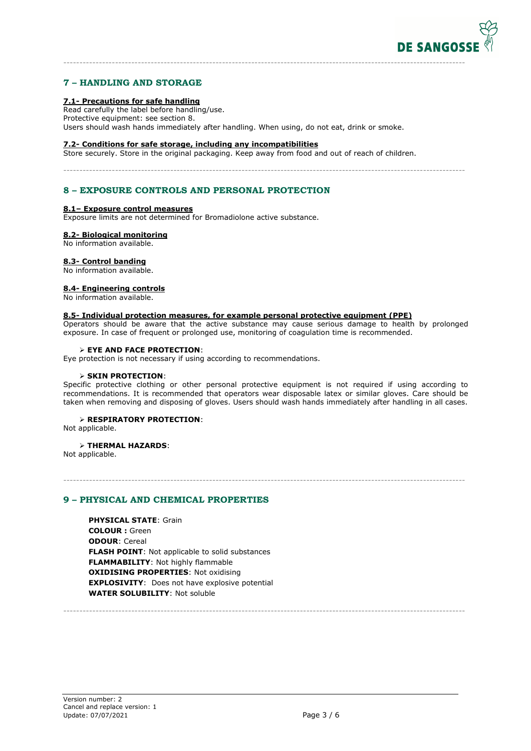## 7 – HANDLING AND STORAGE

### 7.1- Precautions for safe handling

Read carefully the label before handling/use.
Protective equipment: see section 8.
Users should wash hands immediately after handling. When using, do not eat, drink or smoke.

### 7.2- Conditions for safe storage, including any incompatibilities

Store securely. Store in the original packaging. Keep away from food and out of reach of children.

## 8 – EXPOSURE CONTROLS AND PERSONAL PROTECTION

### 8.1– Exposure control measures

Exposure limits are not determined for Bromadiolone active substance.

### 8.2- Biological monitoring

No information available.

### 8.3- Control banding

No information available.

### 8.4- Engineering controls

No information available.

### 8.5- Individual protection measures, for example personal protective equipment (PPE)

Operators should be aware that the active substance may cause serious damage to health by prolonged exposure. In case of frequent or prolonged use, monitoring of coagulation time is recommended.

- **EYE AND FACE PROTECTION**:

Eye protection is not necessary if using according to recommendations.

- **SKIN PROTECTION**:

Specific protective clothing or other personal protective equipment is not required if using according to recommendations. It is recommended that operators wear disposable latex or similar gloves. Care should be taken when removing and disposing of gloves. Users should wash hands immediately after handling in all cases.

- **RESPIRATORY PROTECTION**:

Not applicable.

- **THERMAL HAZARDS**:

Not applicable.

## 9 – PHYSICAL AND CHEMICAL PROPERTIES

**PHYSICAL STATE**: Grain
**COLOUR :** Green
**ODOUR**: Cereal
**FLASH POINT**: Not applicable to solid substances
**FLAMMABILITY**: Not highly flammable
**OXIDISING PROPERTIES**: Not oxidising
**EXPLOSIVITY**: Does not have explosive potential
**WATER SOLUBILITY**: Not soluble

Version number: 2
Cancel and replace version: 1
Update: 07/07/2021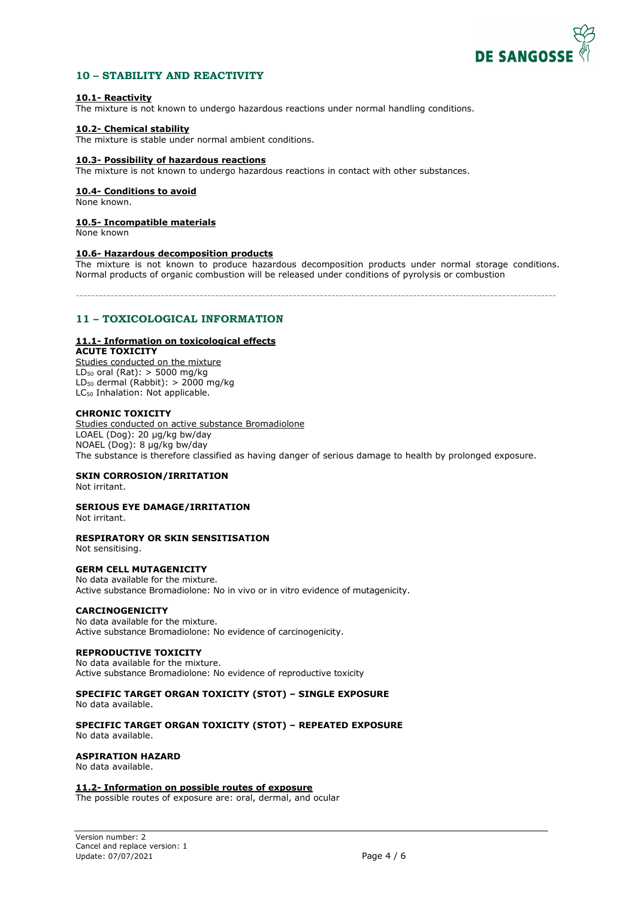## 10 – STABILITY AND REACTIVITY

**10.1- Reactivity**

The mixture is not known to undergo hazardous reactions under normal handling conditions.

**10.2- Chemical stability**

The mixture is stable under normal ambient conditions.

**10.3- Possibility of hazardous reactions**

The mixture is not known to undergo hazardous reactions in contact with other substances.

**10.4- Conditions to avoid**

None known.

**10.5- Incompatible materials**

None known

**10.6- Hazardous decomposition products**

The mixture is not known to produce hazardous decomposition products under normal storage conditions. Normal products of organic combustion will be released under conditions of pyrolysis or combustion

---

## 11 – TOXICOLOGICAL INFORMATION

**11.1- Information on toxicological effects**

**ACUTE TOXICITY**

Studies conducted on the mixture

$LD_{50}$ oral (Rat): > 5000 mg/kg

$LD_{50}$ dermal (Rabbit): > 2000 mg/kg

$LC_{50}$ Inhalation: Not applicable.

**CHRONIC TOXICITY**

Studies conducted on active substance Bromadiolone

LOAEL (Dog): 20 µg/kg bw/day

NOAEL (Dog): 8 µg/kg bw/day

The substance is therefore classified as having danger of serious damage to health by prolonged exposure.

**SKIN CORROSION/IRRITATION**

Not irritant.

**SERIOUS EYE DAMAGE/IRRITATION**

Not irritant.

**RESPIRATORY OR SKIN SENSITISATION**

Not sensitising.

**GERM CELL MUTAGENICITY**

No data available for the mixture.

Active substance Bromadiolone: No in vivo or in vitro evidence of mutagenicity.

**CARCINOGENICITY**

No data available for the mixture.

Active substance Bromadiolone: No evidence of carcinogenicity.

**REPRODUCTIVE TOXICITY**

No data available for the mixture.

Active substance Bromadiolone: No evidence of reproductive toxicity

**SPECIFIC TARGET ORGAN TOXICITY (STOT) – SINGLE EXPOSURE**

No data available.

**SPECIFIC TARGET ORGAN TOXICITY (STOT) – REPEATED EXPOSURE**

No data available.

**ASPIRATION HAZARD**

No data available.

**11.2- Information on possible routes of exposure**

The possible routes of exposure are: oral, dermal, and ocular

Version number: 2
Cancel and replace version: 1
Update: 07/07/2021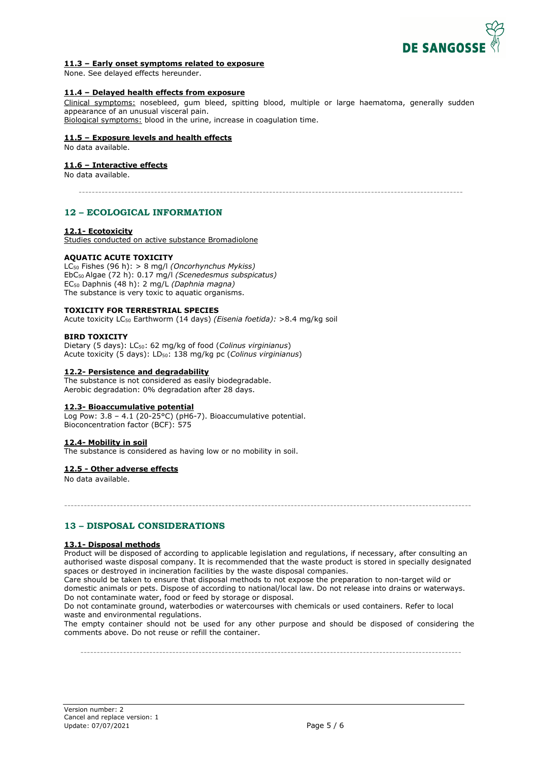**11.3 – Early onset symptoms related to exposure**

None. See delayed effects hereunder.

**11.4 – Delayed health effects from exposure**

Clinical symptoms: nosebleed, gum bleed, spitting blood, multiple or large haematoma, generally sudden appearance of an unusual visceral pain.
Biological symptoms: blood in the urine, increase in coagulation time.

**11.5 – Exposure levels and health effects**

No data available.

**11.6 – Interactive effects**

No data available.

## 12 – ECOLOGICAL INFORMATION

**12.1- Ecotoxicity**

Studies conducted on active substance Bromadiolone

**AQUATIC ACUTE TOXICITY**

$LC_{50}$ Fishes (96 h): > 8 mg/l *(Oncorhynchus Mykiss)*
$EbC_{50}$ Algae (72 h): 0.17 mg/l *(Scenedesmus subspicatus)*
$EC_{50}$ Daphnis (48 h): 2 mg/L *(Daphnia magna)*
The substance is very toxic to aquatic organisms.

**TOXICITY FOR TERRESTRIAL SPECIES**

Acute toxicity $LC_{50}$ Earthworm (14 days) *(Eisenia foetida):* >8.4 mg/kg soil

**BIRD TOXICITY**

Dietary (5 days): $LC_{50}$: 62 mg/kg of food (*Colinus virginianus*)
Acute toxicity (5 days): $LD_{50}$: 138 mg/kg pc (*Colinus virginianus*)

**12.2- Persistence and degradability**

The substance is not considered as easily biodegradable.
Aerobic degradation: 0% degradation after 28 days.

**12.3- Bioaccumulative potential**

Log Pow: 3.8 – 4.1 (20-25°C) (pH6-7). Bioaccumulative potential.
Bioconcentration factor (BCF): 575

**12.4- Mobility in soil**

The substance is considered as having low or no mobility in soil.

**12.5 - Other adverse effects**

No data available.

## 13 – DISPOSAL CONSIDERATIONS

**13.1- Disposal methods**

Product will be disposed of according to applicable legislation and regulations, if necessary, after consulting an authorised waste disposal company. It is recommended that the waste product is stored in specially designated spaces or destroyed in incineration facilities by the waste disposal companies.
Care should be taken to ensure that disposal methods to not expose the preparation to non-target wild or domestic animals or pets. Dispose of according to national/local law. Do not release into drains or waterways. Do not contaminate water, food or feed by storage or disposal.
Do not contaminate ground, waterbodies or watercourses with chemicals or used containers. Refer to local waste and environmental regulations.
The empty container should not be used for any other purpose and should be disposed of considering the comments above. Do not reuse or refill the container.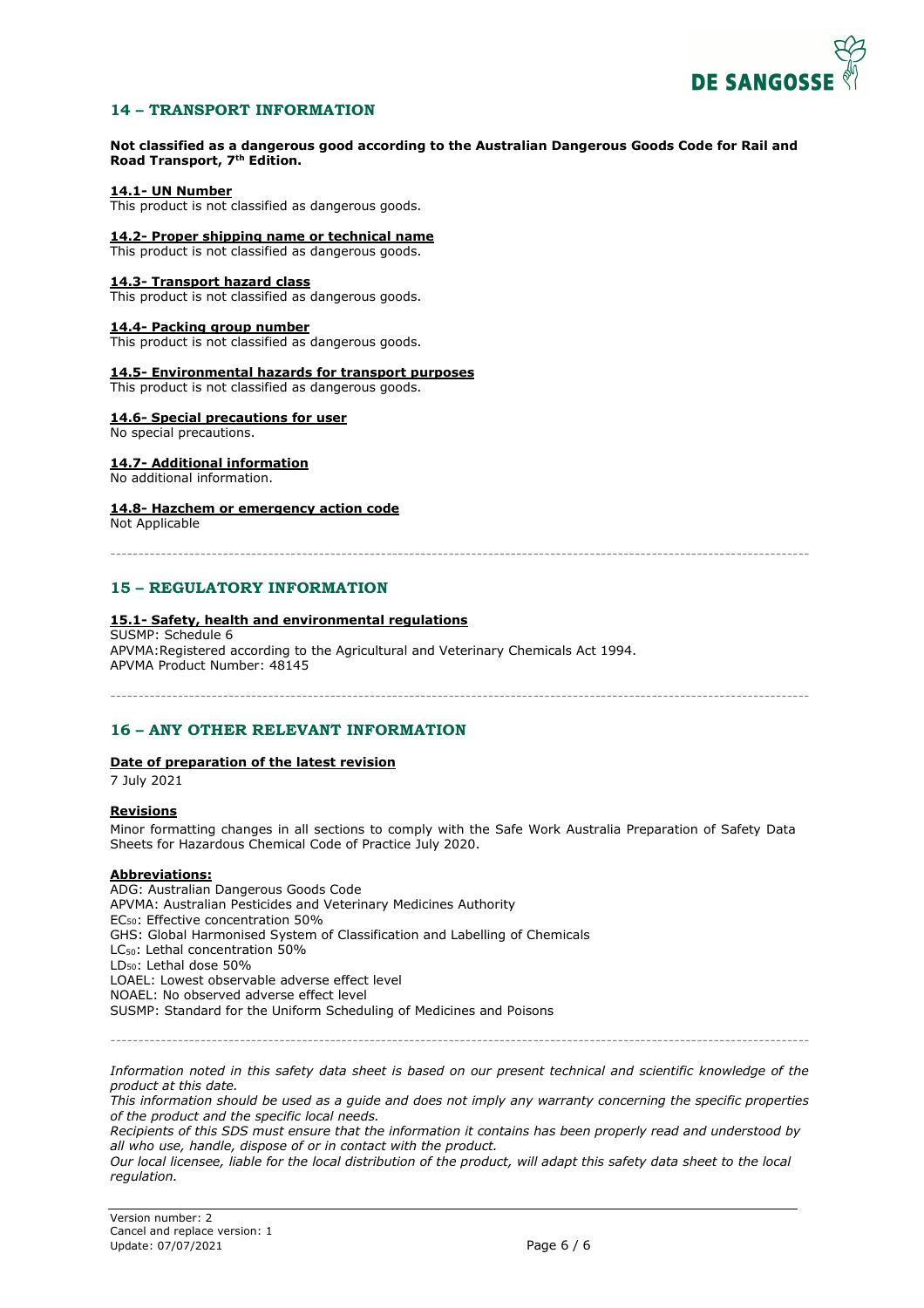## 14 – TRANSPORT INFORMATION

**Not classified as a dangerous good according to the Australian Dangerous Goods Code for Rail and Road Transport, 7th Edition.**

**14.1- UN Number**
This product is not classified as dangerous goods.

**14.2- Proper shipping name or technical name**
This product is not classified as dangerous goods.

**14.3- Transport hazard class**
This product is not classified as dangerous goods.

**14.4- Packing group number**
This product is not classified as dangerous goods.

**14.5- Environmental hazards for transport purposes**
This product is not classified as dangerous goods.

**14.6- Special precautions for user**
No special precautions.

**14.7- Additional information**
No additional information.

**14.8- Hazchem or emergency action code**
Not Applicable

---

## 15 – REGULATORY INFORMATION

**15.1- Safety, health and environmental regulations**
SUSMP: Schedule 6
APVMA: Registered according to the Agricultural and Veterinary Chemicals Act 1994.
APVMA Product Number: 48145

---

## 16 – ANY OTHER RELEVANT INFORMATION

**Date of preparation of the latest revision**

7 July 2021

**Revisions**

Minor formatting changes in all sections to comply with the Safe Work Australia Preparation of Safety Data Sheets for Hazardous Chemical Code of Practice July 2020.

**Abbreviations:**

ADG: Australian Dangerous Goods Code
APVMA: Australian Pesticides and Veterinary Medicines Authority
$EC_{50}$: Effective concentration 50%
GHS: Global Harmonised System of Classification and Labelling of Chemicals
$LC_{50}$: Lethal concentration 50%
$LD_{50}$: Lethal dose 50%
LOAEL: Lowest observable adverse effect level
NOAEL: No observed adverse effect level
SUSMP: Standard for the Uniform Scheduling of Medicines and Poisons

---

*Information noted in this safety data sheet is based on our present technical and scientific knowledge of the product at this date.*
*This information should be used as a guide and does not imply any warranty concerning the specific properties of the product and the specific local needs.*
*Recipients of this SDS must ensure that the information it contains has been properly read and understood by all who use, handle, dispose of or in contact with the product.*
*Our local licensee, liable for the local distribution of the product, will adapt this safety data sheet to the local regulation.*

Version number: 2
Cancel and replace version: 1
Update: 07/07/2021